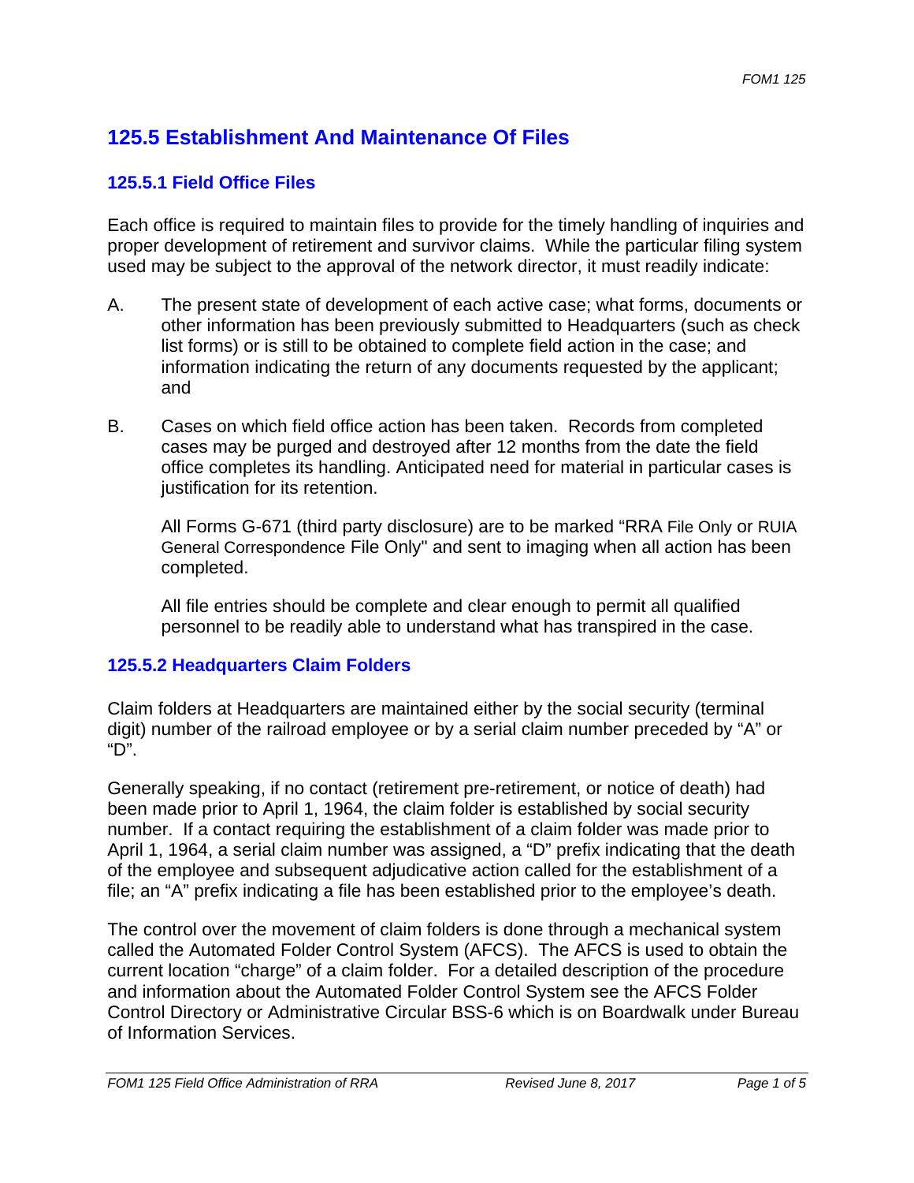## 125.5 Establishment And Maintenance Of Files

### 125.5.1 Field Office Files

Each office is required to maintain files to provide for the timely handling of inquiries and proper development of retirement and survivor claims. While the particular filing system used may be subject to the approval of the network director, it must readily indicate:

A. The present state of development of each active case; what forms, documents or other information has been previously submitted to Headquarters (such as check list forms) or is still to be obtained to complete field action in the case; and information indicating the return of any documents requested by the applicant; and

B. Cases on which field office action has been taken. Records from completed cases may be purged and destroyed after 12 months from the date the field office completes its handling. Anticipated need for material in particular cases is justification for its retention.

   All Forms G-671 (third party disclosure) are to be marked "RRA File Only or RUIA General Correspondence File Only" and sent to imaging when all action has been completed.

   All file entries should be complete and clear enough to permit all qualified personnel to be readily able to understand what has transpired in the case.

### 125.5.2 Headquarters Claim Folders

Claim folders at Headquarters are maintained either by the social security (terminal digit) number of the railroad employee or by a serial claim number preceded by "A" or "D".

Generally speaking, if no contact (retirement pre-retirement, or notice of death) had been made prior to April 1, 1964, the claim folder is established by social security number. If a contact requiring the establishment of a claim folder was made prior to April 1, 1964, a serial claim number was assigned, a "D" prefix indicating that the death of the employee and subsequent adjudicative action called for the establishment of a file; an "A" prefix indicating a file has been established prior to the employee's death.

The control over the movement of claim folders is done through a mechanical system called the Automated Folder Control System (AFCS). The AFCS is used to obtain the current location "charge" of a claim folder. For a detailed description of the procedure and information about the Automated Folder Control System see the AFCS Folder Control Directory or Administrative Circular BSS-6 which is on Boardwalk under Bureau of Information Services.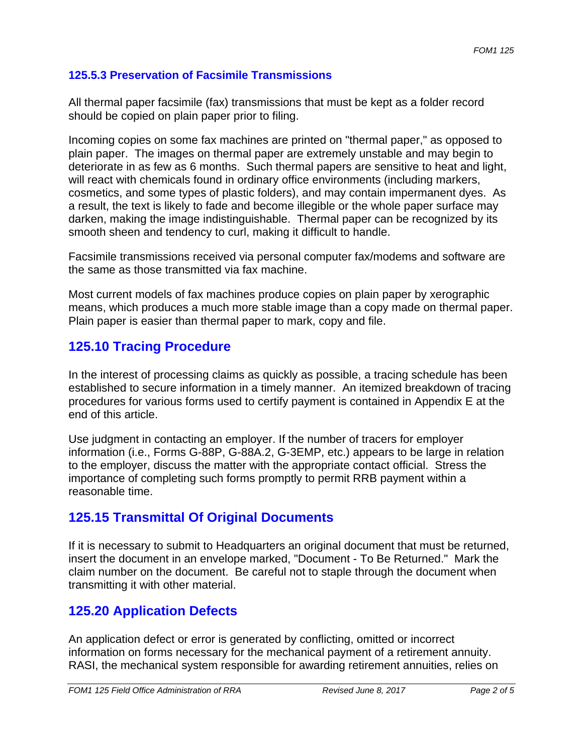### 125.5.3 Preservation of Facsimile Transmissions

All thermal paper facsimile (fax) transmissions that must be kept as a folder record should be copied on plain paper prior to filing.

Incoming copies on some fax machines are printed on "thermal paper," as opposed to plain paper. The images on thermal paper are extremely unstable and may begin to deteriorate in as few as 6 months. Such thermal papers are sensitive to heat and light, will react with chemicals found in ordinary office environments (including markers, cosmetics, and some types of plastic folders), and may contain impermanent dyes. As a result, the text is likely to fade and become illegible or the whole paper surface may darken, making the image indistinguishable. Thermal paper can be recognized by its smooth sheen and tendency to curl, making it difficult to handle.

Facsimile transmissions received via personal computer fax/modems and software are the same as those transmitted via fax machine.

Most current models of fax machines produce copies on plain paper by xerographic means, which produces a much more stable image than a copy made on thermal paper. Plain paper is easier than thermal paper to mark, copy and file.

## 125.10 Tracing Procedure

In the interest of processing claims as quickly as possible, a tracing schedule has been established to secure information in a timely manner. An itemized breakdown of tracing procedures for various forms used to certify payment is contained in Appendix E at the end of this article.

Use judgment in contacting an employer. If the number of tracers for employer information (i.e., Forms G-88P, G-88A.2, G-3EMP, etc.) appears to be large in relation to the employer, discuss the matter with the appropriate contact official. Stress the importance of completing such forms promptly to permit RRB payment within a reasonable time.

## 125.15 Transmittal Of Original Documents

If it is necessary to submit to Headquarters an original document that must be returned, insert the document in an envelope marked, "Document - To Be Returned." Mark the claim number on the document. Be careful not to staple through the document when transmitting it with other material.

## 125.20 Application Defects

An application defect or error is generated by conflicting, omitted or incorrect information on forms necessary for the mechanical payment of a retirement annuity. RASI, the mechanical system responsible for awarding retirement annuities, relies on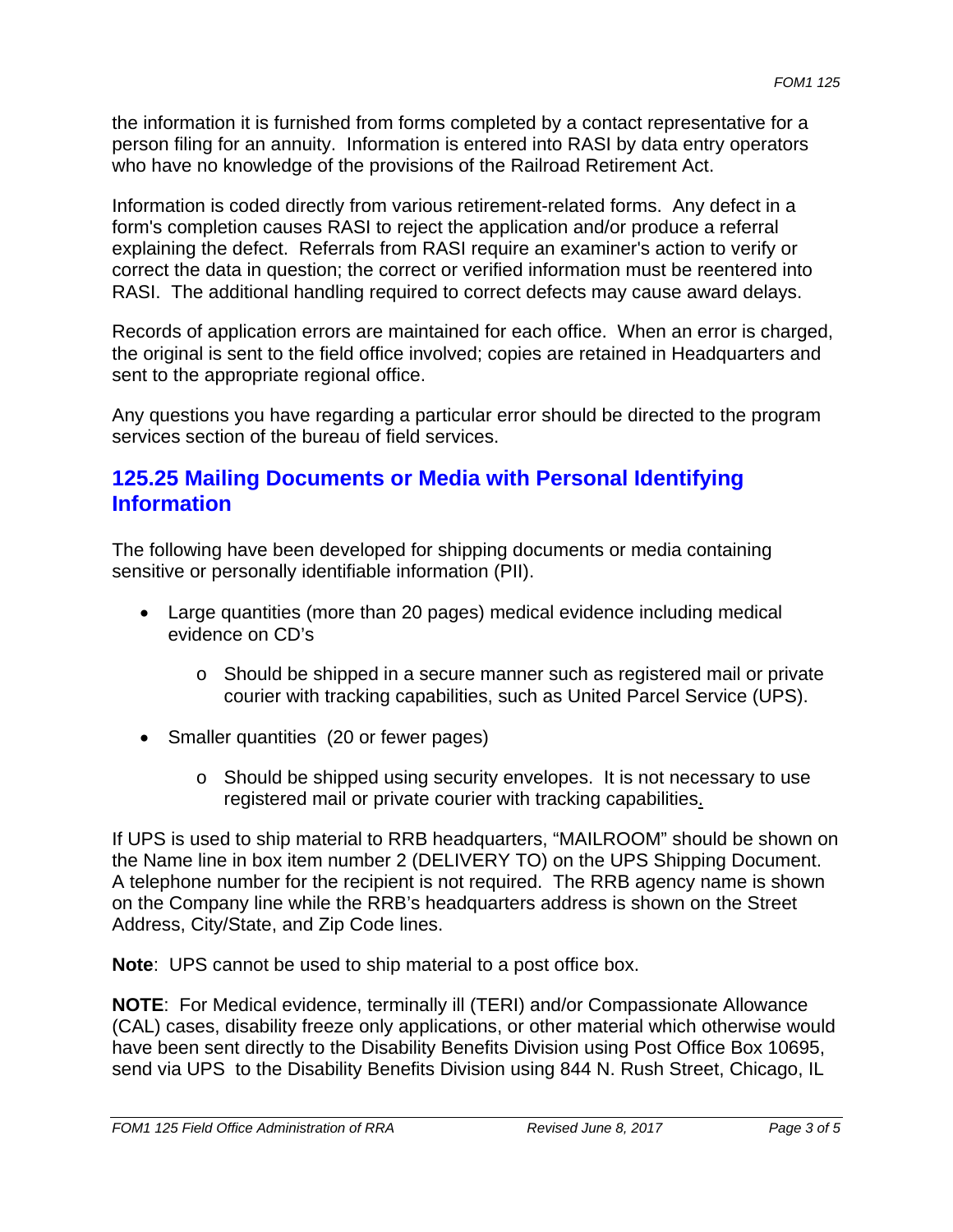the information it is furnished from forms completed by a contact representative for a person filing for an annuity. Information is entered into RASI by data entry operators who have no knowledge of the provisions of the Railroad Retirement Act.

Information is coded directly from various retirement-related forms. Any defect in a form's completion causes RASI to reject the application and/or produce a referral explaining the defect. Referrals from RASI require an examiner's action to verify or correct the data in question; the correct or verified information must be reentered into RASI. The additional handling required to correct defects may cause award delays.

Records of application errors are maintained for each office. When an error is charged, the original is sent to the field office involved; copies are retained in Headquarters and sent to the appropriate regional office.

Any questions you have regarding a particular error should be directed to the program services section of the bureau of field services.

## 125.25 Mailing Documents or Media with Personal Identifying Information

The following have been developed for shipping documents or media containing sensitive or personally identifiable information (PII).

- Large quantities (more than 20 pages) medical evidence including medical evidence on CD's
  - Should be shipped in a secure manner such as registered mail or private courier with tracking capabilities, such as United Parcel Service (UPS).
- Smaller quantities (20 or fewer pages)
  - Should be shipped using security envelopes. It is not necessary to use registered mail or private courier with tracking capabilities.

If UPS is used to ship material to RRB headquarters, "MAILROOM" should be shown on the Name line in box item number 2 (DELIVERY TO) on the UPS Shipping Document. A telephone number for the recipient is not required. The RRB agency name is shown on the Company line while the RRB's headquarters address is shown on the Street Address, City/State, and Zip Code lines.

**Note**: UPS cannot be used to ship material to a post office box.

**NOTE**: For Medical evidence, terminally ill (TERI) and/or Compassionate Allowance (CAL) cases, disability freeze only applications, or other material which otherwise would have been sent directly to the Disability Benefits Division using Post Office Box 10695, send via UPS to the Disability Benefits Division using 844 N. Rush Street, Chicago, IL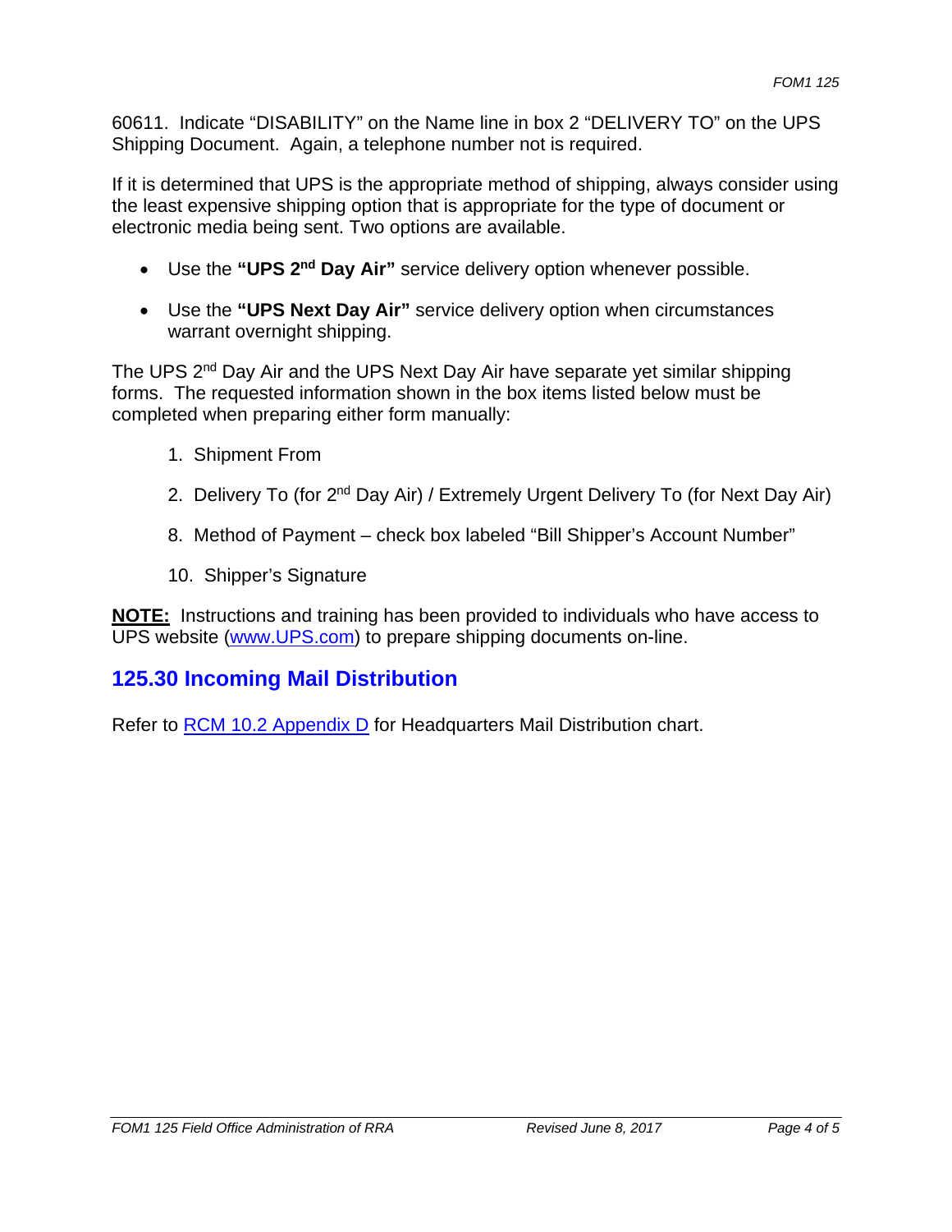60611. Indicate "DISABILITY" on the Name line in box 2 "DELIVERY TO" on the UPS Shipping Document. Again, a telephone number not is required.

If it is determined that UPS is the appropriate method of shipping, always consider using the least expensive shipping option that is appropriate for the type of document or electronic media being sent. Two options are available.

- Use the **"UPS 2nd Day Air"** service delivery option whenever possible.
- Use the **"UPS Next Day Air"** service delivery option when circumstances warrant overnight shipping.

The UPS 2nd Day Air and the UPS Next Day Air have separate yet similar shipping forms. The requested information shown in the box items listed below must be completed when preparing either form manually:

1. Shipment From
2. Delivery To (for 2nd Day Air) / Extremely Urgent Delivery To (for Next Day Air)
8. Method of Payment – check box labeled "Bill Shipper's Account Number"
10. Shipper's Signature

**NOTE:** Instructions and training has been provided to individuals who have access to UPS website (www.UPS.com) to prepare shipping documents on-line.

## 125.30 Incoming Mail Distribution

Refer to RCM 10.2 Appendix D for Headquarters Mail Distribution chart.